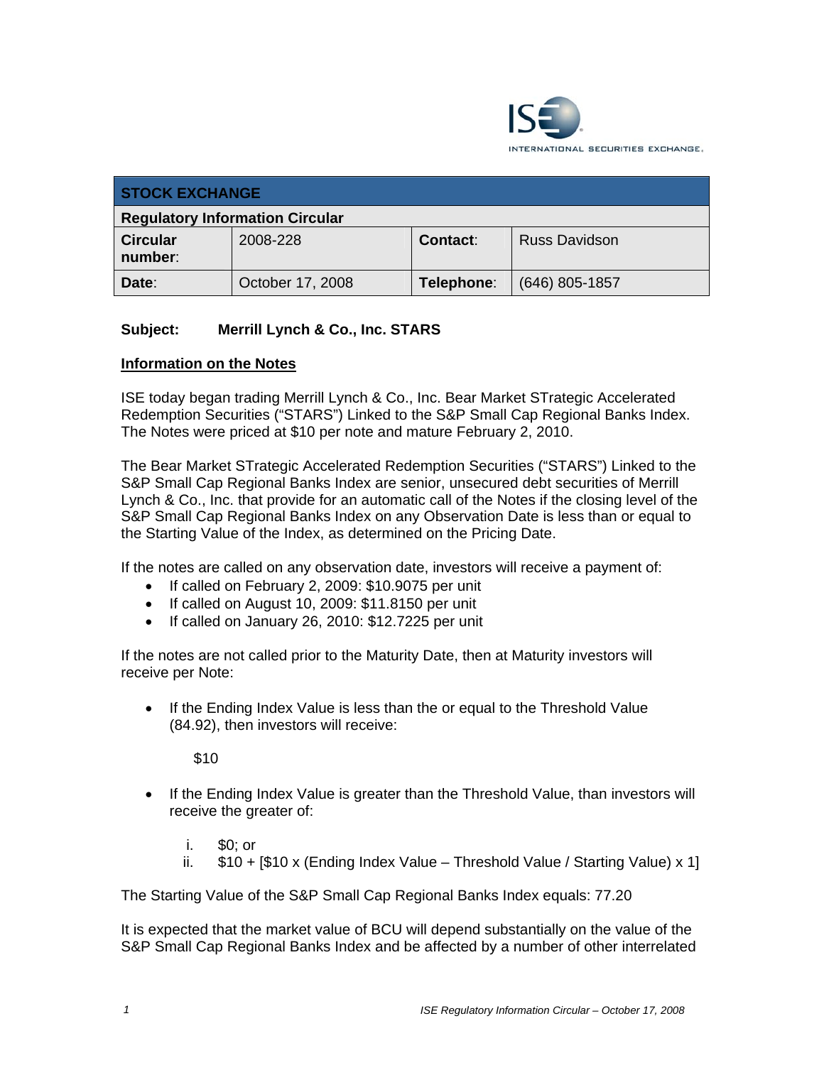ISE INTERNATIONAL SECURITIES EXCHANGE

| STOCK EXCHANGE | | | |
|---|---|---|---|
| **Regulatory Information Circular** | | | |
| **Circular number**: | 2008-228 | **Contact**: | Russ Davidson |
| **Date**: | October 17, 2008 | **Telephone**: | (646) 805-1857 |

**Subject: Merrill Lynch & Co., Inc. STARS**

**Information on the Notes**

ISE today began trading Merrill Lynch & Co., Inc. Bear Market STrategic Accelerated Redemption Securities ("STARS") Linked to the S&P Small Cap Regional Banks Index. The Notes were priced at $10 per note and mature February 2, 2010.

The Bear Market STrategic Accelerated Redemption Securities ("STARS") Linked to the S&P Small Cap Regional Banks Index are senior, unsecured debt securities of Merrill Lynch & Co., Inc. that provide for an automatic call of the Notes if the closing level of the S&P Small Cap Regional Banks Index on any Observation Date is less than or equal to the Starting Value of the Index, as determined on the Pricing Date.

If the notes are called on any observation date, investors will receive a payment of:

- If called on February 2, 2009: $10.9075 per unit
- If called on August 10, 2009: $11.8150 per unit
- If called on January 26, 2010: $12.7225 per unit

If the notes are not called prior to the Maturity Date, then at Maturity investors will receive per Note:

- If the Ending Index Value is less than the or equal to the Threshold Value (84.92), then investors will receive:

  $10

- If the Ending Index Value is greater than the Threshold Value, than investors will receive the greater of:

  i. $0; or
  ii. $10 + [$10 x (Ending Index Value – Threshold Value / Starting Value) x 1]

The Starting Value of the S&P Small Cap Regional Banks Index equals: 77.20

It is expected that the market value of BCU will depend substantially on the value of the S&P Small Cap Regional Banks Index and be affected by a number of other interrelated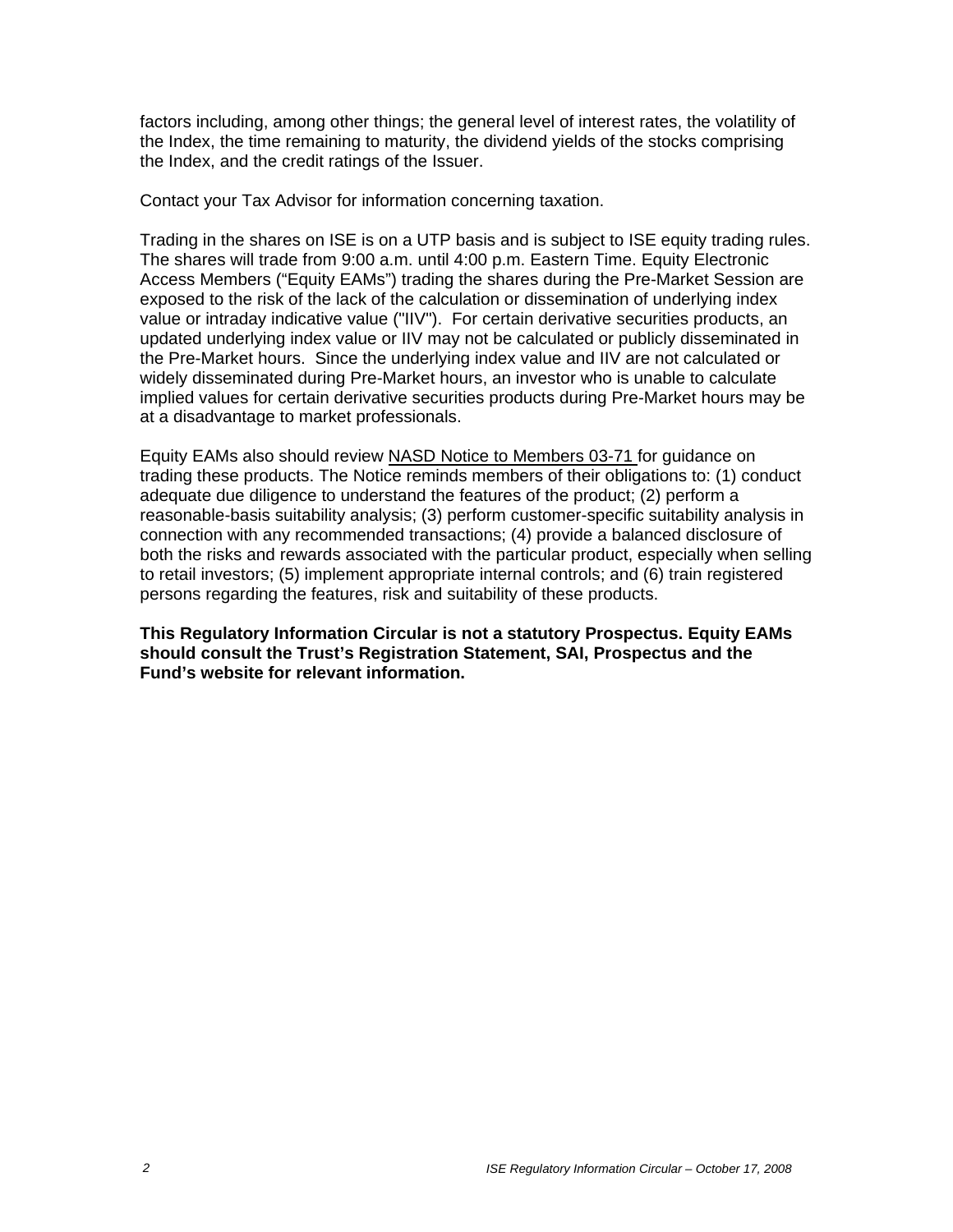factors including, among other things; the general level of interest rates, the volatility of the Index, the time remaining to maturity, the dividend yields of the stocks comprising the Index, and the credit ratings of the Issuer.

Contact your Tax Advisor for information concerning taxation.

Trading in the shares on ISE is on a UTP basis and is subject to ISE equity trading rules. The shares will trade from 9:00 a.m. until 4:00 p.m. Eastern Time. Equity Electronic Access Members ("Equity EAMs") trading the shares during the Pre-Market Session are exposed to the risk of the lack of the calculation or dissemination of underlying index value or intraday indicative value ("IIV"). For certain derivative securities products, an updated underlying index value or IIV may not be calculated or publicly disseminated in the Pre-Market hours. Since the underlying index value and IIV are not calculated or widely disseminated during Pre-Market hours, an investor who is unable to calculate implied values for certain derivative securities products during Pre-Market hours may be at a disadvantage to market professionals.

Equity EAMs also should review NASD Notice to Members 03-71 for guidance on trading these products. The Notice reminds members of their obligations to: (1) conduct adequate due diligence to understand the features of the product; (2) perform a reasonable-basis suitability analysis; (3) perform customer-specific suitability analysis in connection with any recommended transactions; (4) provide a balanced disclosure of both the risks and rewards associated with the particular product, especially when selling to retail investors; (5) implement appropriate internal controls; and (6) train registered persons regarding the features, risk and suitability of these products.

**This Regulatory Information Circular is not a statutory Prospectus. Equity EAMs should consult the Trust's Registration Statement, SAI, Prospectus and the Fund's website for relevant information.**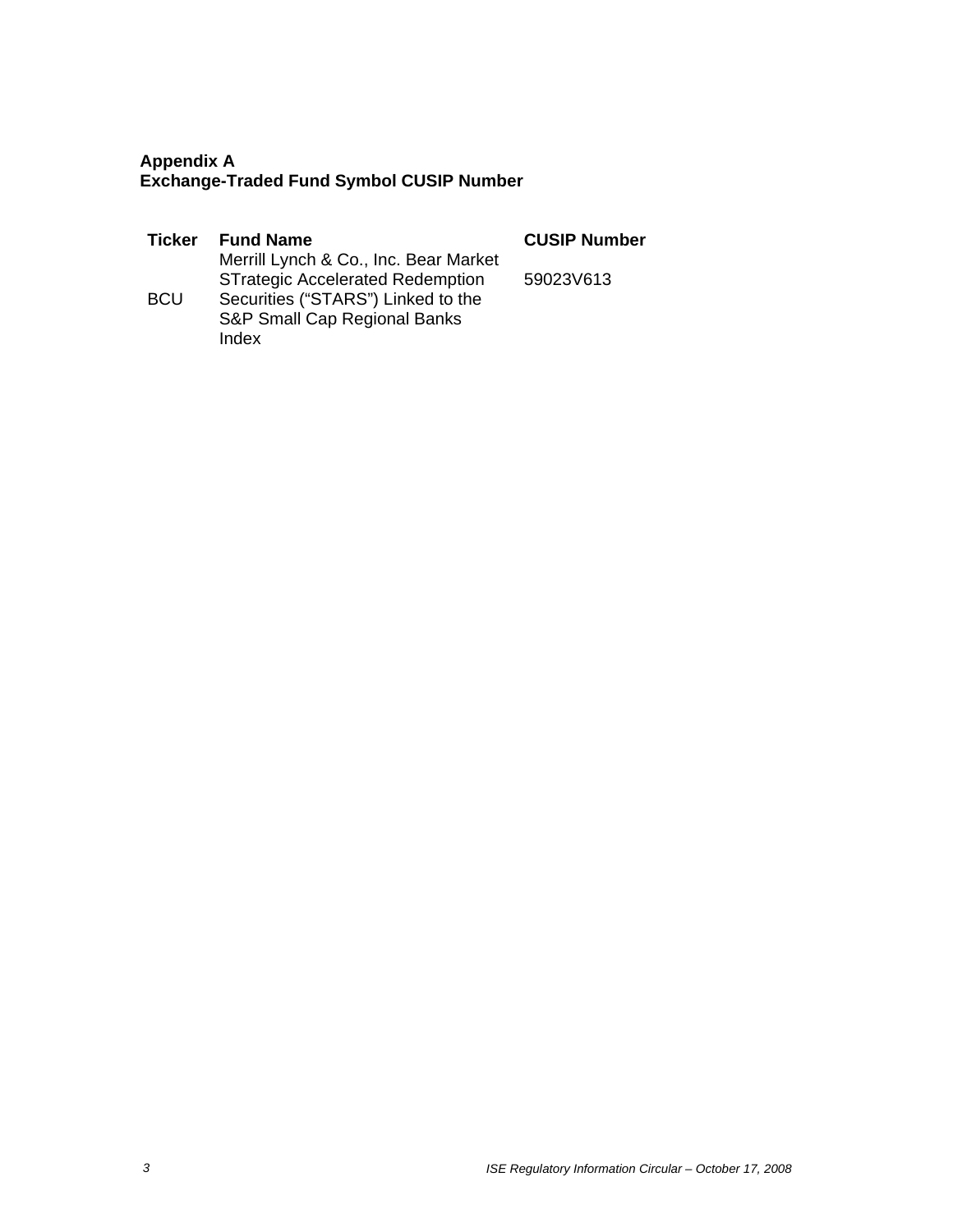**Appendix A**
**Exchange-Traded Fund Symbol CUSIP Number**

| Ticker | Fund Name | CUSIP Number |
|---|---|---|
| BCU | Merrill Lynch & Co., Inc. Bear Market STrategic Accelerated Redemption Securities ("STARS") Linked to the S&P Small Cap Regional Banks Index | 59023V613 |